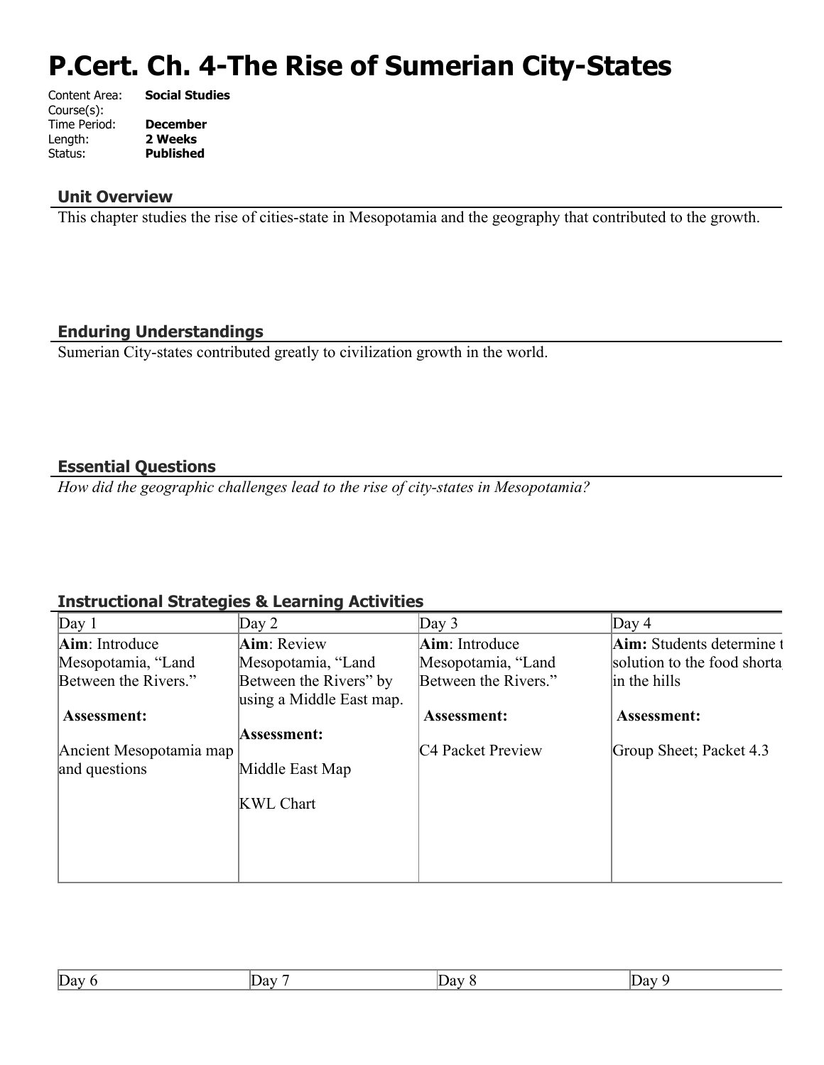# P.Cert. Ch. 4-The Rise of Sumerian City-States

Content Area: **Social Studies**
Course(s):
Time Period: **December**
Length: **2 Weeks**
Status: **Published**

## Unit Overview

This chapter studies the rise of cities-state in Mesopotamia and the geography that contributed to the growth.

## Enduring Understandings

Sumerian City-states contributed greatly to civilization growth in the world.

## Essential Questions

*How did the geographic challenges lead to the rise of city-states in Mesopotamia?*

## Instructional Strategies & Learning Activities

| Day 1 | Day 2 | Day 3 | Day 4 |
|---|---|---|---|
| **Aim**: Introduce Mesopotamia, "Land Between the Rivers."<br><br>**Assessment:**<br><br>Ancient Mesopotamia map and questions | **Aim**: Review Mesopotamia, "Land Between the Rivers" by using a Middle East map.<br><br>**Assessment:**<br><br>Middle East Map<br><br>KWL Chart | **Aim**: Introduce Mesopotamia, "Land Between the Rivers."<br><br>**Assessment:**<br><br>C4 Packet Preview | **Aim:** Students determine t solution to the food shorta in the hills<br><br>**Assessment:**<br><br>Group Sheet; Packet 4.3 |

| Day 6 | Day 7 | Day 8 | Day 9 |
|---|---|---|---|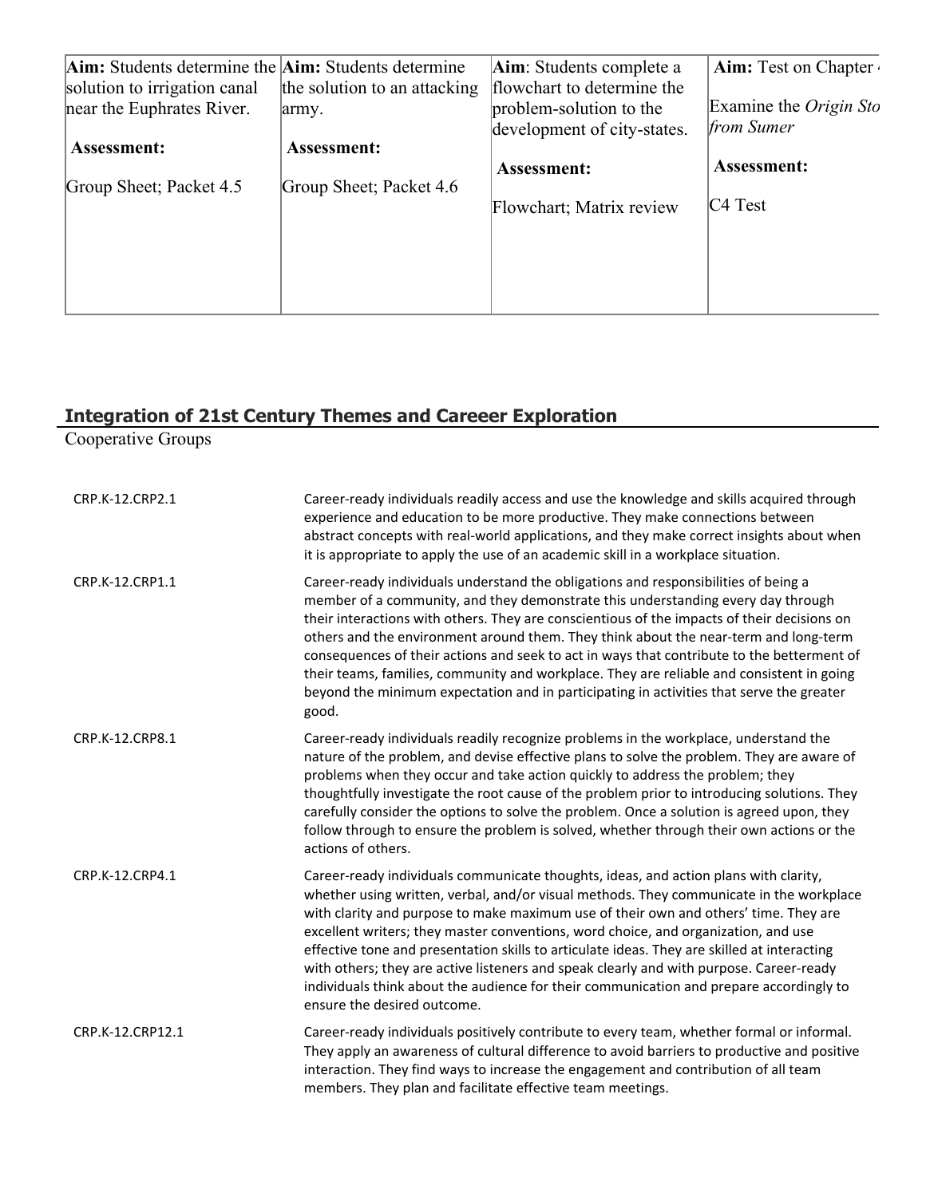| **Aim:** Students determine the solution to irrigation canal near the Euphrates River.<br><br>**Assessment:**<br><br>Group Sheet; Packet 4.5 | **Aim:** Students determine the solution to an attacking army.<br><br>**Assessment:**<br><br>Group Sheet; Packet 4.6 | **Aim**: Students complete a flowchart to determine the problem-solution to the development of city-states.<br><br>**Assessment:**<br><br>Flowchart; Matrix review | **Aim:** Test on Chapter 4<br><br>Examine the *Origin Sto from Sumer*<br><br>**Assessment:**<br><br>C4 Test |
|---|---|---|---|

## Integration of 21st Century Themes and Careeer Exploration

Cooperative Groups

| | |
|---|---|
| CRP.K-12.CRP2.1 | Career-ready individuals readily access and use the knowledge and skills acquired through experience and education to be more productive. They make connections between abstract concepts with real-world applications, and they make correct insights about when it is appropriate to apply the use of an academic skill in a workplace situation. |
| CRP.K-12.CRP1.1 | Career-ready individuals understand the obligations and responsibilities of being a member of a community, and they demonstrate this understanding every day through their interactions with others. They are conscientious of the impacts of their decisions on others and the environment around them. They think about the near-term and long-term consequences of their actions and seek to act in ways that contribute to the betterment of their teams, families, community and workplace. They are reliable and consistent in going beyond the minimum expectation and in participating in activities that serve the greater good. |
| CRP.K-12.CRP8.1 | Career-ready individuals readily recognize problems in the workplace, understand the nature of the problem, and devise effective plans to solve the problem. They are aware of problems when they occur and take action quickly to address the problem; they thoughtfully investigate the root cause of the problem prior to introducing solutions. They carefully consider the options to solve the problem. Once a solution is agreed upon, they follow through to ensure the problem is solved, whether through their own actions or the actions of others. |
| CRP.K-12.CRP4.1 | Career-ready individuals communicate thoughts, ideas, and action plans with clarity, whether using written, verbal, and/or visual methods. They communicate in the workplace with clarity and purpose to make maximum use of their own and others' time. They are excellent writers; they master conventions, word choice, and organization, and use effective tone and presentation skills to articulate ideas. They are skilled at interacting with others; they are active listeners and speak clearly and with purpose. Career-ready individuals think about the audience for their communication and prepare accordingly to ensure the desired outcome. |
| CRP.K-12.CRP12.1 | Career-ready individuals positively contribute to every team, whether formal or informal. They apply an awareness of cultural difference to avoid barriers to productive and positive interaction. They find ways to increase the engagement and contribution of all team members. They plan and facilitate effective team meetings. |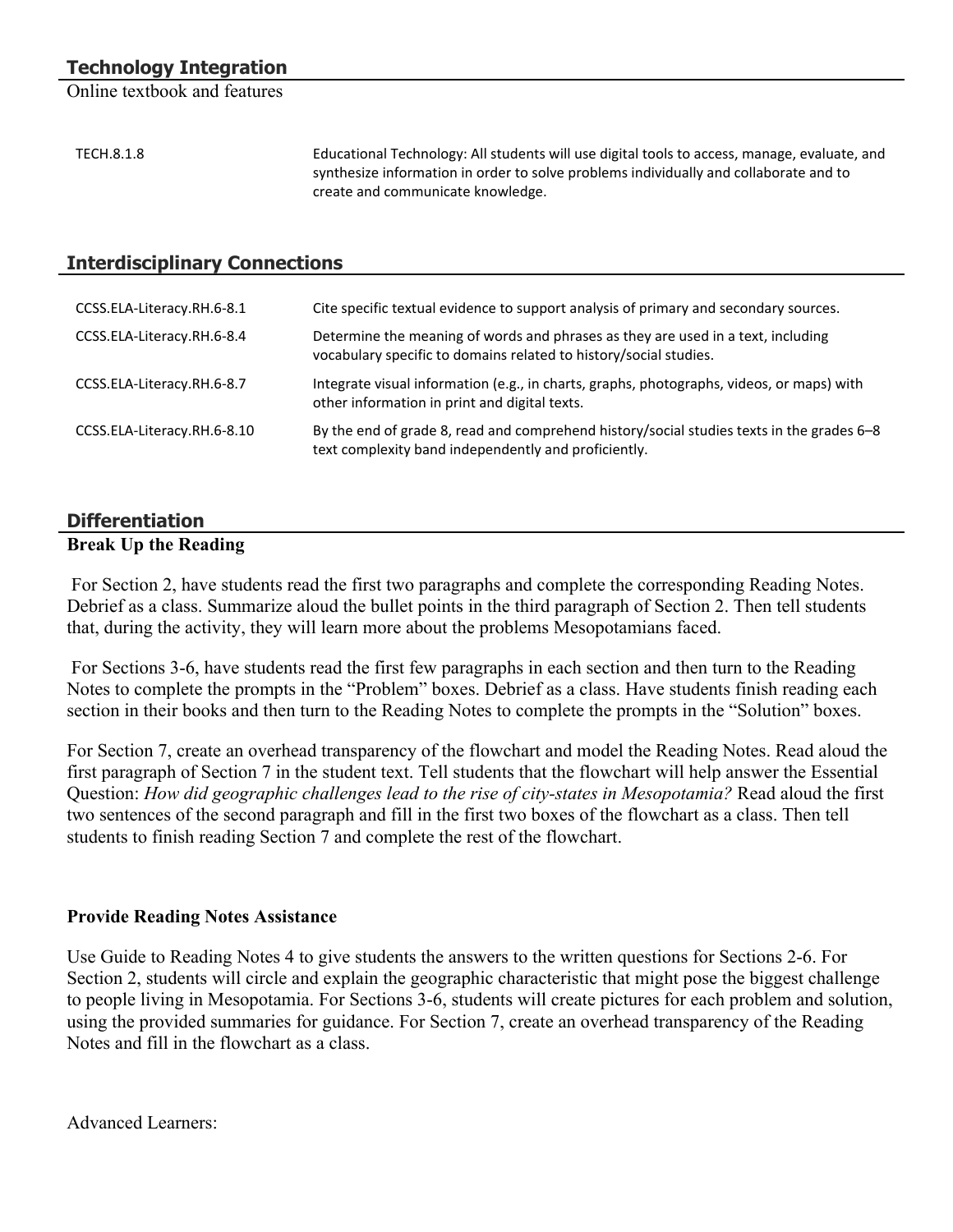## Technology Integration

Online textbook and features

| | |
|---|---|
| TECH.8.1.8 | Educational Technology: All students will use digital tools to access, manage, evaluate, and synthesize information in order to solve problems individually and collaborate and to create and communicate knowledge. |

## Interdisciplinary Connections

| | |
|---|---|
| CCSS.ELA-Literacy.RH.6-8.1 | Cite specific textual evidence to support analysis of primary and secondary sources. |
| CCSS.ELA-Literacy.RH.6-8.4 | Determine the meaning of words and phrases as they are used in a text, including vocabulary specific to domains related to history/social studies. |
| CCSS.ELA-Literacy.RH.6-8.7 | Integrate visual information (e.g., in charts, graphs, photographs, videos, or maps) with other information in print and digital texts. |
| CCSS.ELA-Literacy.RH.6-8.10 | By the end of grade 8, read and comprehend history/social studies texts in the grades 6–8 text complexity band independently and proficiently. |

## Differentiation

**Break Up the Reading**

For Section 2, have students read the first two paragraphs and complete the corresponding Reading Notes. Debrief as a class. Summarize aloud the bullet points in the third paragraph of Section 2. Then tell students that, during the activity, they will learn more about the problems Mesopotamians faced.

For Sections 3-6, have students read the first few paragraphs in each section and then turn to the Reading Notes to complete the prompts in the "Problem" boxes. Debrief as a class. Have students finish reading each section in their books and then turn to the Reading Notes to complete the prompts in the "Solution" boxes.

For Section 7, create an overhead transparency of the flowchart and model the Reading Notes. Read aloud the first paragraph of Section 7 in the student text. Tell students that the flowchart will help answer the Essential Question: *How did geographic challenges lead to the rise of city-states in Mesopotamia?* Read aloud the first two sentences of the second paragraph and fill in the first two boxes of the flowchart as a class. Then tell students to finish reading Section 7 and complete the rest of the flowchart.

**Provide Reading Notes Assistance**

Use Guide to Reading Notes 4 to give students the answers to the written questions for Sections 2-6. For Section 2, students will circle and explain the geographic characteristic that might pose the biggest challenge to people living in Mesopotamia. For Sections 3-6, students will create pictures for each problem and solution, using the provided summaries for guidance. For Section 7, create an overhead transparency of the Reading Notes and fill in the flowchart as a class.

Advanced Learners: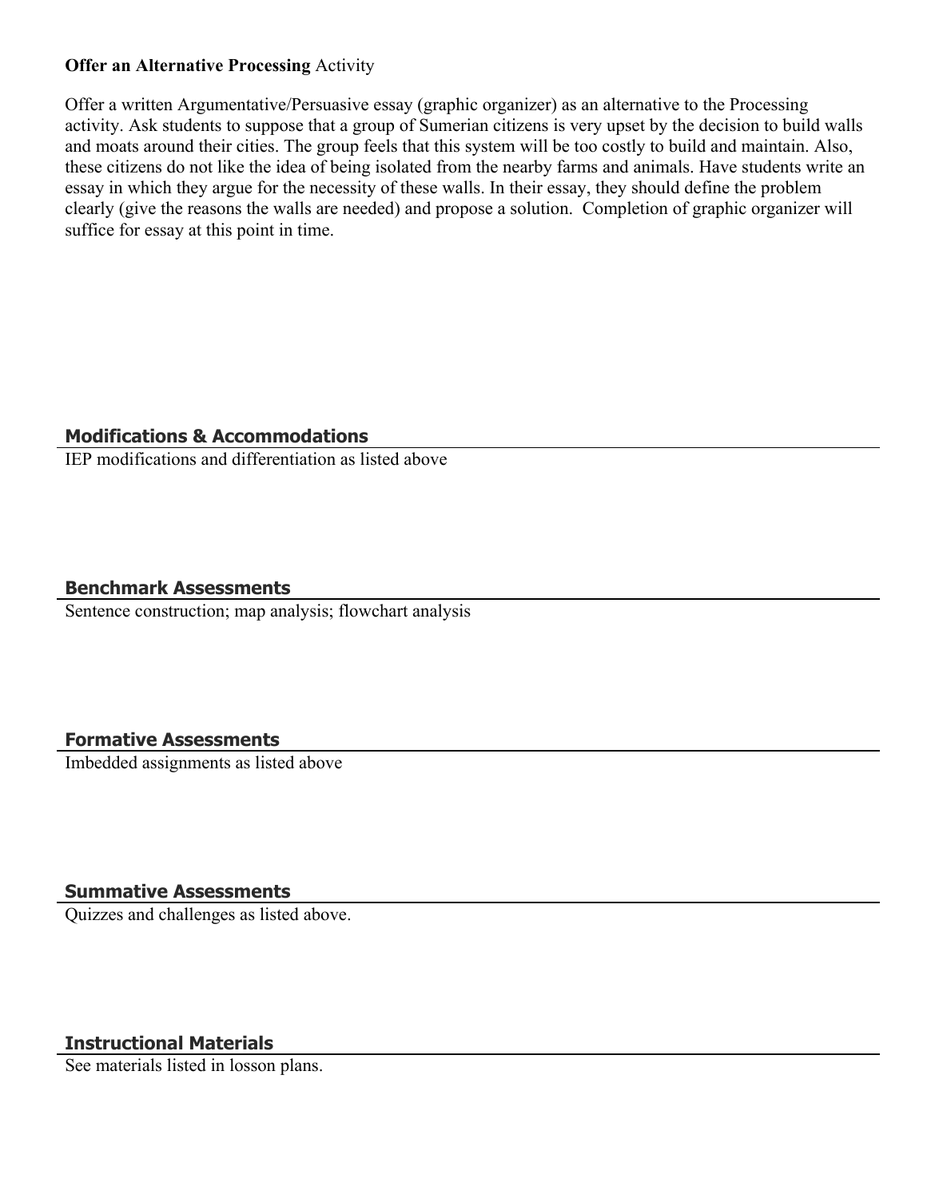**Offer an Alternative Processing** Activity

Offer a written Argumentative/Persuasive essay (graphic organizer) as an alternative to the Processing activity. Ask students to suppose that a group of Sumerian citizens is very upset by the decision to build walls and moats around their cities. The group feels that this system will be too costly to build and maintain. Also, these citizens do not like the idea of being isolated from the nearby farms and animals. Have students write an essay in which they argue for the necessity of these walls. In their essay, they should define the problem clearly (give the reasons the walls are needed) and propose a solution. Completion of graphic organizer will suffice for essay at this point in time.

## Modifications & Accommodations

IEP modifications and differentiation as listed above

## Benchmark Assessments

Sentence construction; map analysis; flowchart analysis

## Formative Assessments

Imbedded assignments as listed above

## Summative Assessments

Quizzes and challenges as listed above.

## Instructional Materials

See materials listed in losson plans.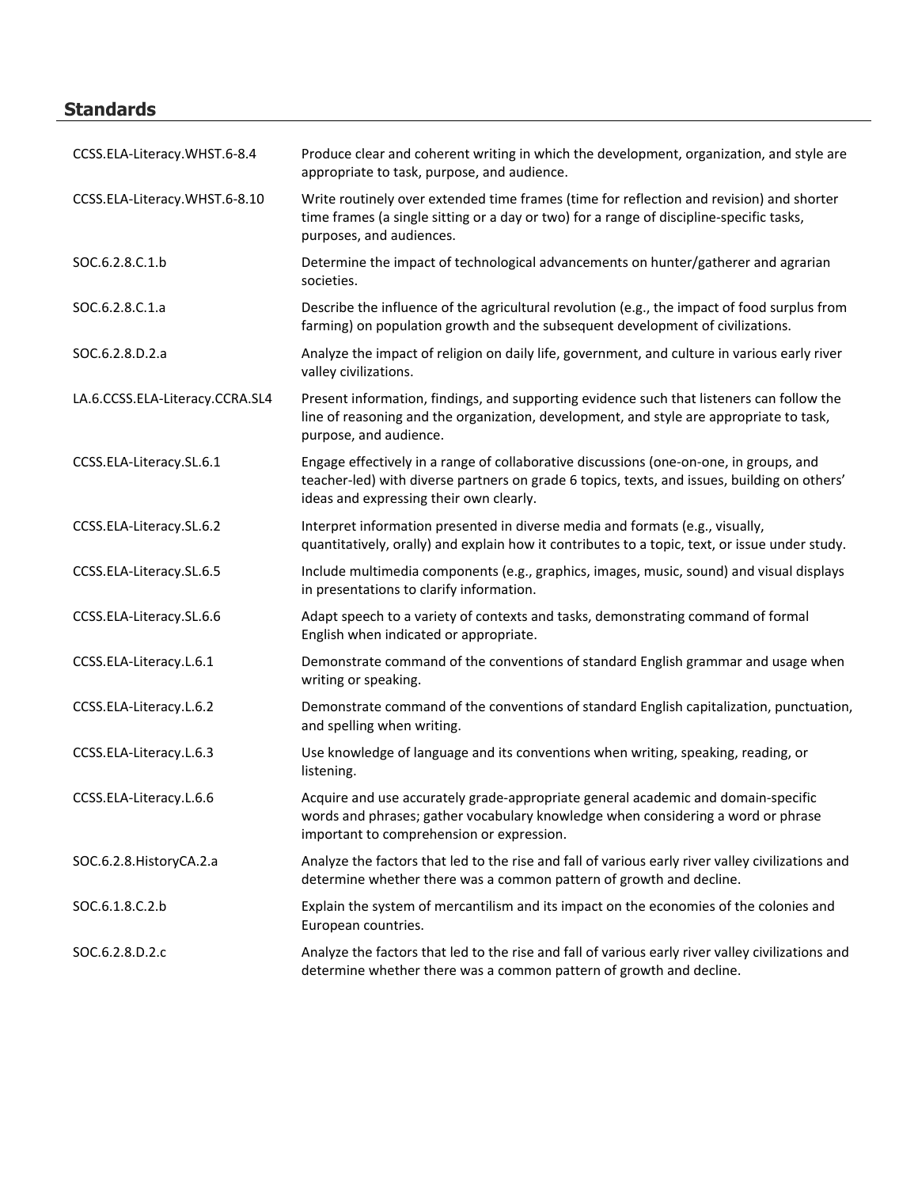## Standards

| | |
|---|---|
| CCSS.ELA-Literacy.WHST.6-8.4 | Produce clear and coherent writing in which the development, organization, and style are appropriate to task, purpose, and audience. |
| CCSS.ELA-Literacy.WHST.6-8.10 | Write routinely over extended time frames (time for reflection and revision) and shorter time frames (a single sitting or a day or two) for a range of discipline-specific tasks, purposes, and audiences. |
| SOC.6.2.8.C.1.b | Determine the impact of technological advancements on hunter/gatherer and agrarian societies. |
| SOC.6.2.8.C.1.a | Describe the influence of the agricultural revolution (e.g., the impact of food surplus from farming) on population growth and the subsequent development of civilizations. |
| SOC.6.2.8.D.2.a | Analyze the impact of religion on daily life, government, and culture in various early river valley civilizations. |
| LA.6.CCSS.ELA-Literacy.CCRA.SL4 | Present information, findings, and supporting evidence such that listeners can follow the line of reasoning and the organization, development, and style are appropriate to task, purpose, and audience. |
| CCSS.ELA-Literacy.SL.6.1 | Engage effectively in a range of collaborative discussions (one-on-one, in groups, and teacher-led) with diverse partners on grade 6 topics, texts, and issues, building on others' ideas and expressing their own clearly. |
| CCSS.ELA-Literacy.SL.6.2 | Interpret information presented in diverse media and formats (e.g., visually, quantitatively, orally) and explain how it contributes to a topic, text, or issue under study. |
| CCSS.ELA-Literacy.SL.6.5 | Include multimedia components (e.g., graphics, images, music, sound) and visual displays in presentations to clarify information. |
| CCSS.ELA-Literacy.SL.6.6 | Adapt speech to a variety of contexts and tasks, demonstrating command of formal English when indicated or appropriate. |
| CCSS.ELA-Literacy.L.6.1 | Demonstrate command of the conventions of standard English grammar and usage when writing or speaking. |
| CCSS.ELA-Literacy.L.6.2 | Demonstrate command of the conventions of standard English capitalization, punctuation, and spelling when writing. |
| CCSS.ELA-Literacy.L.6.3 | Use knowledge of language and its conventions when writing, speaking, reading, or listening. |
| CCSS.ELA-Literacy.L.6.6 | Acquire and use accurately grade-appropriate general academic and domain-specific words and phrases; gather vocabulary knowledge when considering a word or phrase important to comprehension or expression. |
| SOC.6.2.8.HistoryCA.2.a | Analyze the factors that led to the rise and fall of various early river valley civilizations and determine whether there was a common pattern of growth and decline. |
| SOC.6.1.8.C.2.b | Explain the system of mercantilism and its impact on the economies of the colonies and European countries. |
| SOC.6.2.8.D.2.c | Analyze the factors that led to the rise and fall of various early river valley civilizations and determine whether there was a common pattern of growth and decline. |